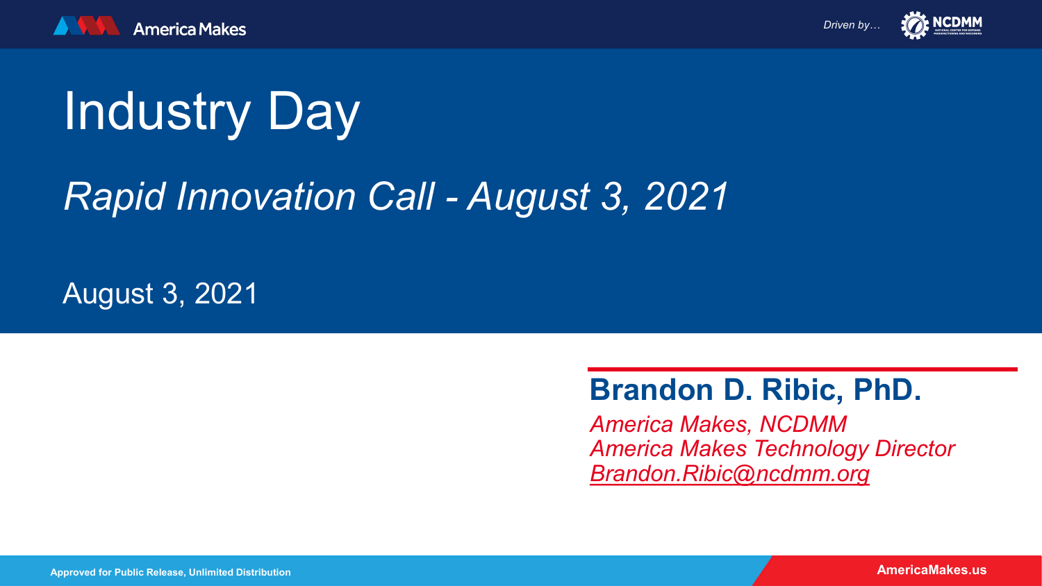# Industry Day

## *Rapid Innovation Call - August 3, 2021*

August 3, 2021

**Brandon D. Ribic, PhD.**

*America Makes, NCDMM*
*America Makes Technology Director*
*Brandon.Ribic@ncdmm.org*

Approved for Public Release, Unlimited Distribution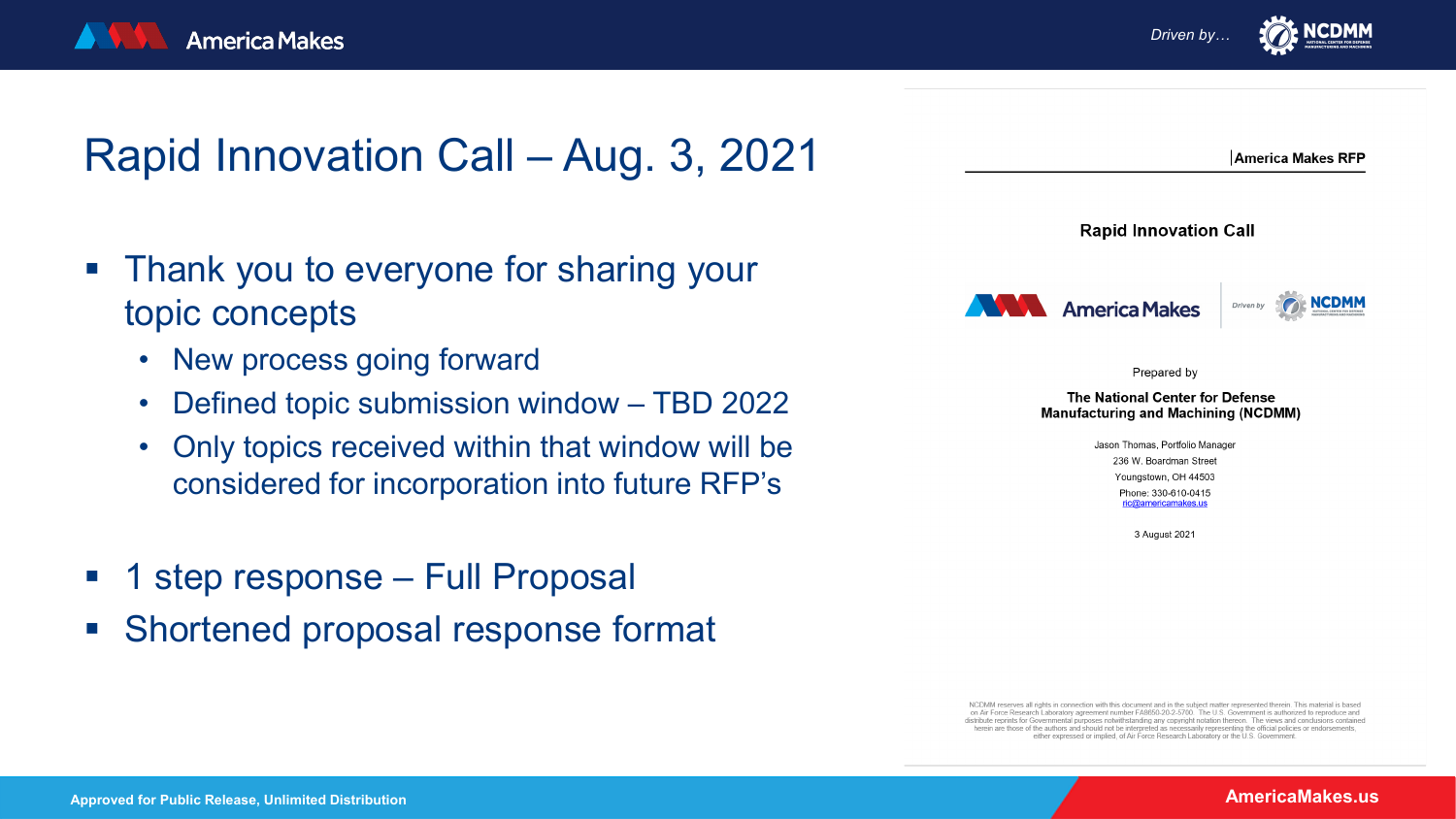# Rapid Innovation Call – Aug. 3, 2021

- Thank you to everyone for sharing your topic concepts
  - New process going forward
  - Defined topic submission window – TBD 2022
  - Only topics received within that window will be considered for incorporation into future RFP's
- 1 step response – Full Proposal
- Shortened proposal response format

America Makes RFP

**Rapid Innovation Call**

Prepared by

**The National Center for Defense Manufacturing and Machining (NCDMM)**

Jason Thomas, Portfolio Manager
236 W. Boardman Street
Youngstown, OH 44503
Phone: 330-610-0415
ric@americamakes.us

3 August 2021

NCDMM reserves all rights in connection with this document and in the subject matter represented therein. This material is based on Air Force Research Laboratory agreement number FA8650-20-2-5700. The U.S. Government is authorized to reproduce and distribute reprints for Governmental purposes notwithstanding any copyright notation thereon. The views and conclusions contained herein are those of the authors and should not be interpreted as necessarily representing the official policies or endorsements, either expressed or implied, of Air Force Research Laboratory or the U.S. Government.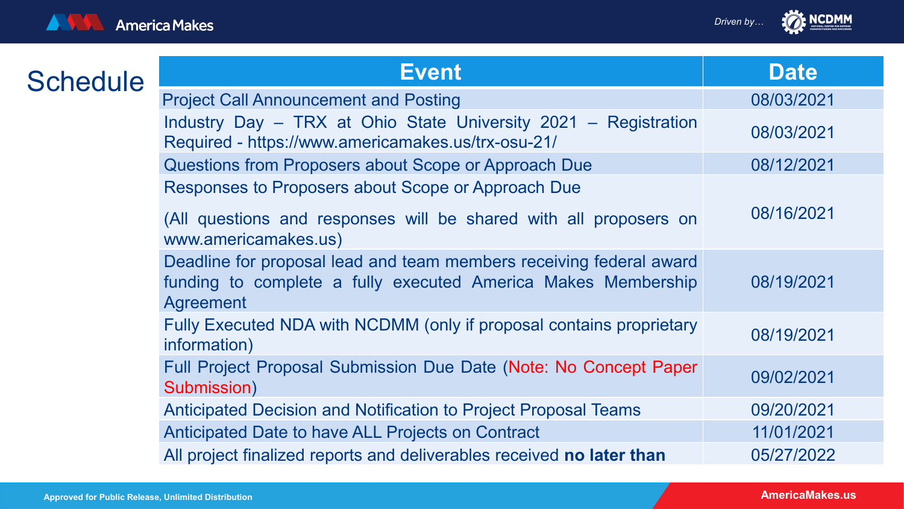# Schedule

| Event | Date |
| --- | --- |
| Project Call Announcement and Posting | 08/03/2021 |
| Industry Day – TRX at Ohio State University 2021 – Registration Required - https://www.americamakes.us/trx-osu-21/ | 08/03/2021 |
| Questions from Proposers about Scope or Approach Due | 08/12/2021 |
| Responses to Proposers about Scope or Approach Due<br><br>(All questions and responses will be shared with all proposers on www.americamakes.us) | 08/16/2021 |
| Deadline for proposal lead and team members receiving federal award funding to complete a fully executed America Makes Membership Agreement | 08/19/2021 |
| Fully Executed NDA with NCDMM (only if proposal contains proprietary information) | 08/19/2021 |
| Full Project Proposal Submission Due Date (Note: No Concept Paper Submission) | 09/02/2021 |
| Anticipated Decision and Notification to Project Proposal Teams | 09/20/2021 |
| Anticipated Date to have ALL Projects on Contract | 11/01/2021 |
| All project finalized reports and deliverables received **no later than** | 05/27/2022 |

Approved for Public Release, Unlimited Distribution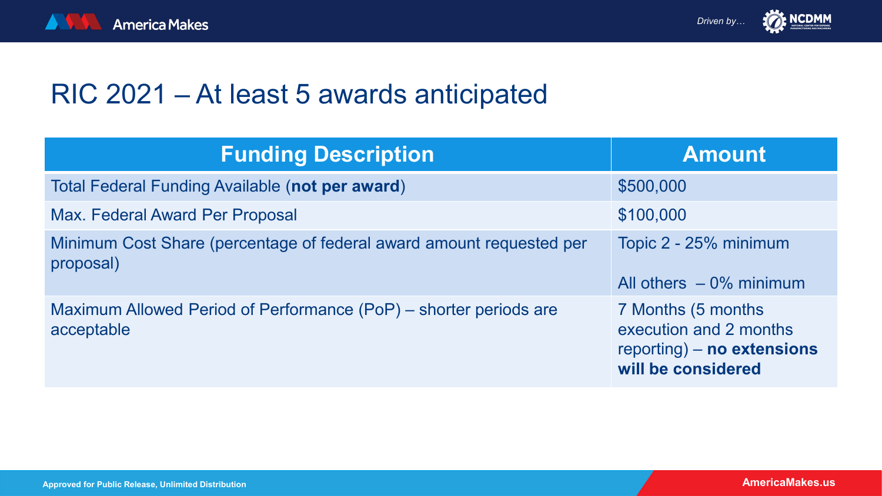# RIC 2021 – At least 5 awards anticipated

| Funding Description | Amount |
|---|---|
| Total Federal Funding Available (**not per award**) | $500,000 |
| Max. Federal Award Per Proposal | $100,000 |
| Minimum Cost Share (percentage of federal award amount requested per proposal) | Topic 2 - 25% minimum<br><br>All others – 0% minimum |
| Maximum Allowed Period of Performance (PoP) – shorter periods are acceptable | 7 Months (5 months execution and 2 months reporting) – **no extensions will be considered** |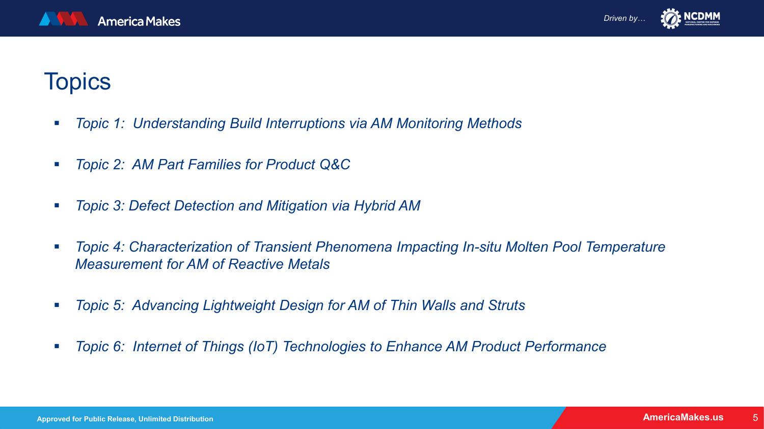# Topics

- *Topic 1: Understanding Build Interruptions via AM Monitoring Methods*
- *Topic 2: AM Part Families for Product Q&C*
- *Topic 3: Defect Detection and Mitigation via Hybrid AM*
- *Topic 4: Characterization of Transient Phenomena Impacting In-situ Molten Pool Temperature Measurement for AM of Reactive Metals*
- *Topic 5: Advancing Lightweight Design for AM of Thin Walls and Struts*
- *Topic 6: Internet of Things (IoT) Technologies to Enhance AM Product Performance*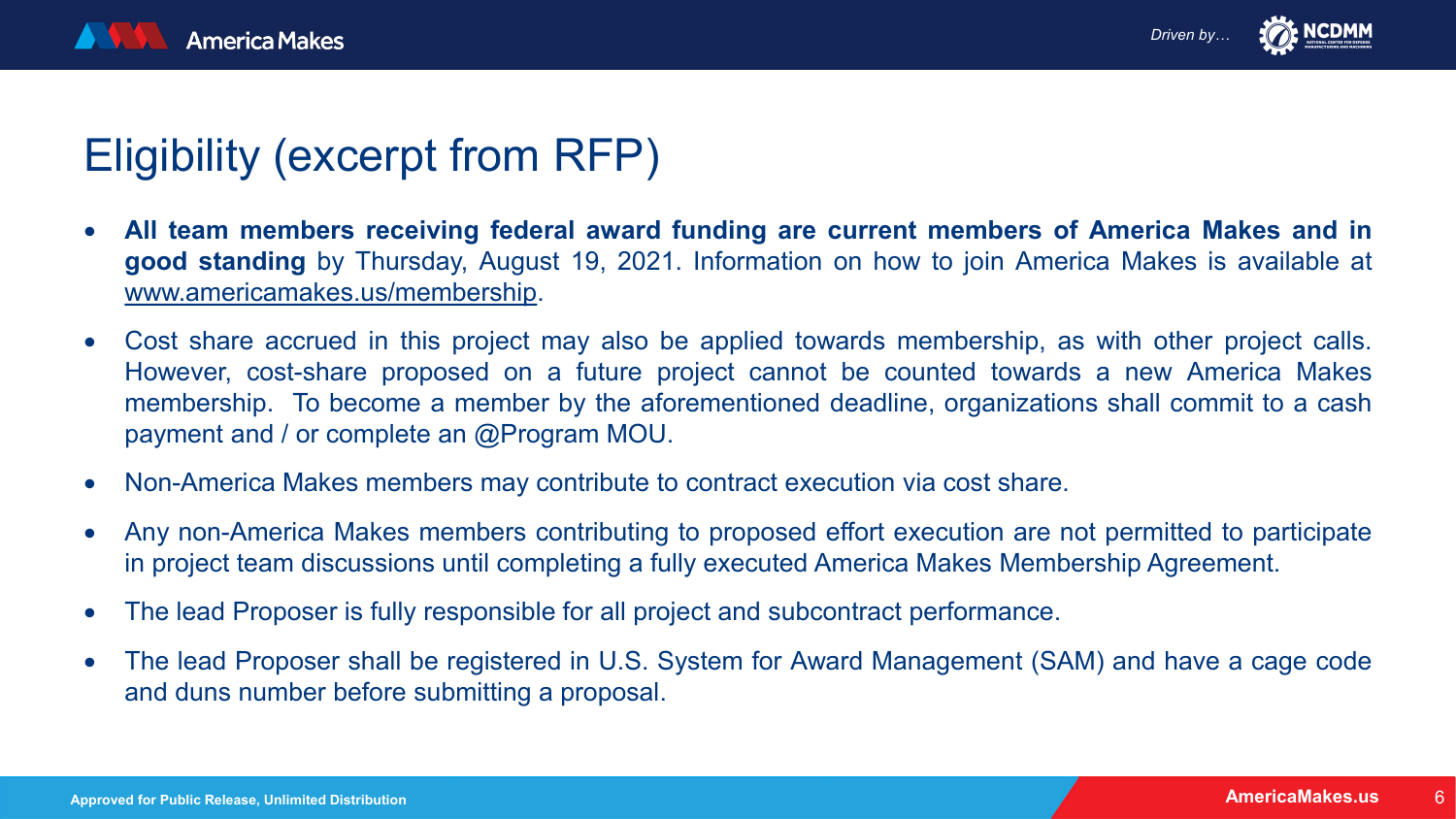# Eligibility (excerpt from RFP)

- **All team members receiving federal award funding are current members of America Makes and in good standing** by Thursday, August 19, 2021. Information on how to join America Makes is available at www.americamakes.us/membership.
- Cost share accrued in this project may also be applied towards membership, as with other project calls. However, cost-share proposed on a future project cannot be counted towards a new America Makes membership. To become a member by the aforementioned deadline, organizations shall commit to a cash payment and / or complete an @Program MOU.
- Non-America Makes members may contribute to contract execution via cost share.
- Any non-America Makes members contributing to proposed effort execution are not permitted to participate in project team discussions until completing a fully executed America Makes Membership Agreement.
- The lead Proposer is fully responsible for all project and subcontract performance.
- The lead Proposer shall be registered in U.S. System for Award Management (SAM) and have a cage code and duns number before submitting a proposal.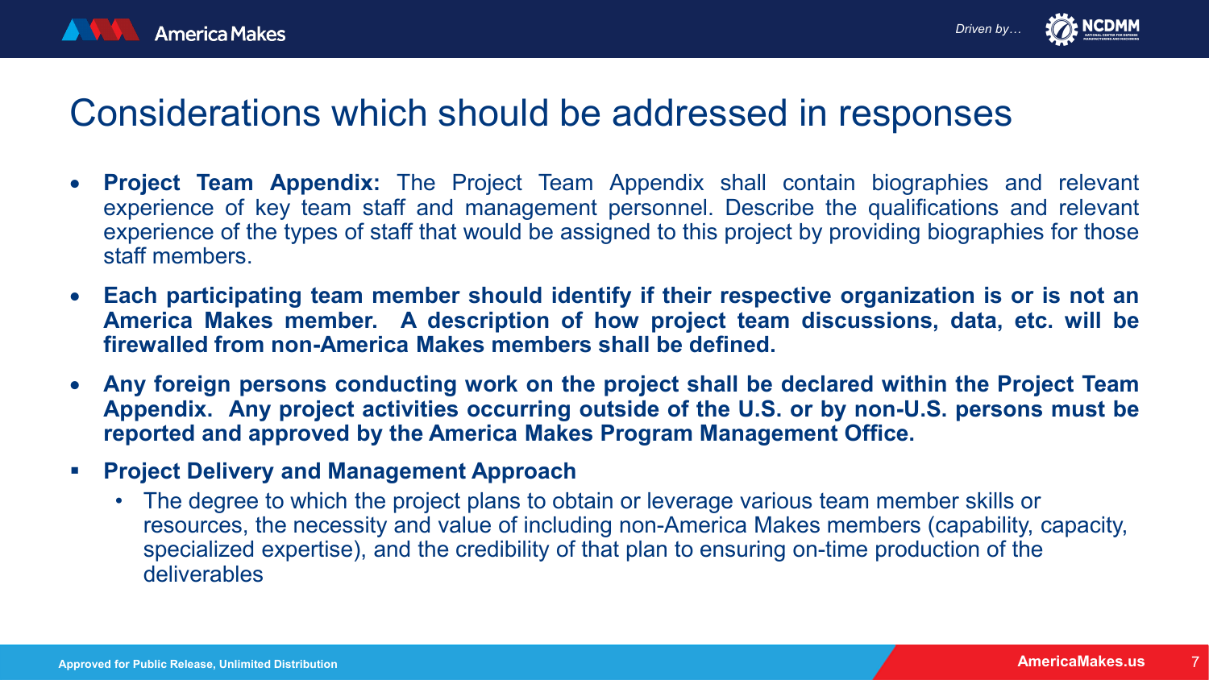# Considerations which should be addressed in responses

- **Project Team Appendix:** The Project Team Appendix shall contain biographies and relevant experience of key team staff and management personnel. Describe the qualifications and relevant experience of the types of staff that would be assigned to this project by providing biographies for those staff members.
- **Each participating team member should identify if their respective organization is or is not an America Makes member. A description of how project team discussions, data, etc. will be firewalled from non-America Makes members shall be defined.**
- **Any foreign persons conducting work on the project shall be declared within the Project Team Appendix. Any project activities occurring outside of the U.S. or by non-U.S. persons must be reported and approved by the America Makes Program Management Office.**
- **Project Delivery and Management Approach**
  - The degree to which the project plans to obtain or leverage various team member skills or resources, the necessity and value of including non-America Makes members (capability, capacity, specialized expertise), and the credibility of that plan to ensuring on-time production of the deliverables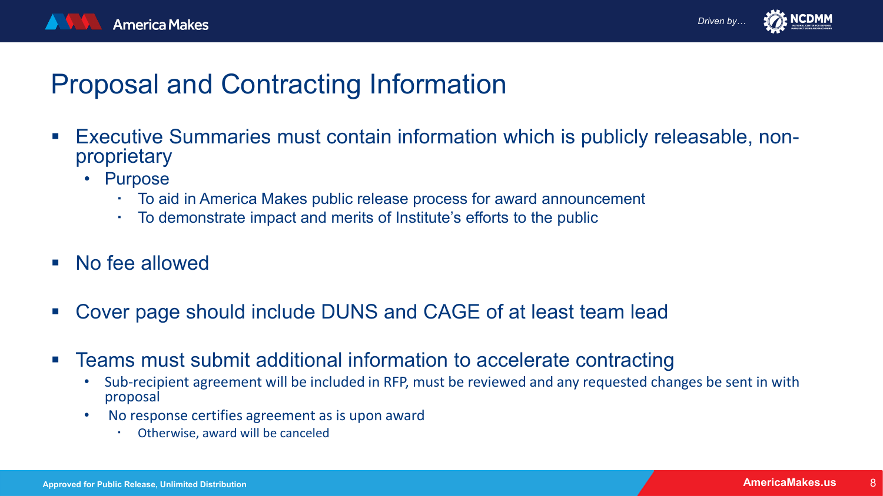# Proposal and Contracting Information

- Executive Summaries must contain information which is publicly releasable, non-proprietary
  - Purpose
    - To aid in America Makes public release process for award announcement
    - To demonstrate impact and merits of Institute's efforts to the public
- No fee allowed
- Cover page should include DUNS and CAGE of at least team lead
- Teams must submit additional information to accelerate contracting
  - Sub-recipient agreement will be included in RFP, must be reviewed and any requested changes be sent in with proposal
  - No response certifies agreement as is upon award
    - Otherwise, award will be canceled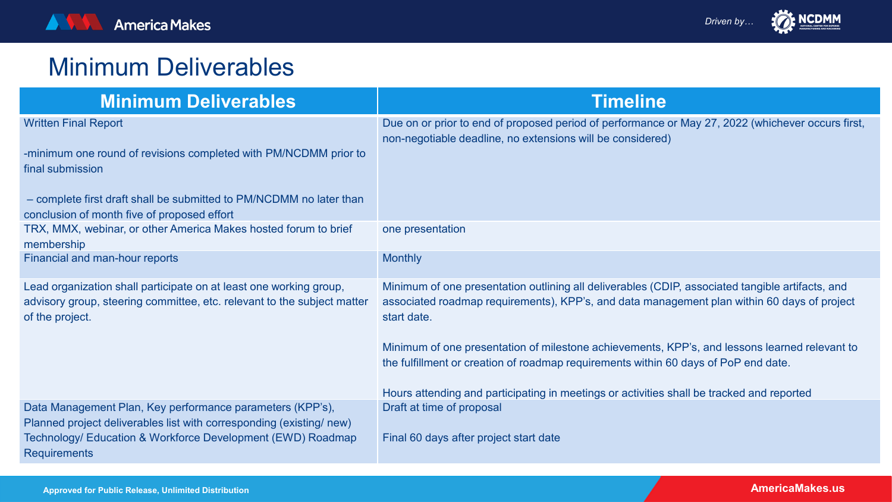# Minimum Deliverables

| Minimum Deliverables | Timeline |
| --- | --- |
| Written Final Report<br><br>-minimum one round of revisions completed with PM/NCDMM prior to final submission<br><br>– complete first draft shall be submitted to PM/NCDMM no later than conclusion of month five of proposed effort | Due on or prior to end of proposed period of performance or May 27, 2022 (whichever occurs first, non-negotiable deadline, no extensions will be considered) |
| TRX, MMX, webinar, or other America Makes hosted forum to brief membership | one presentation |
| Financial and man-hour reports | Monthly |
| Lead organization shall participate on at least one working group, advisory group, steering committee, etc. relevant to the subject matter of the project. | Minimum of one presentation outlining all deliverables (CDIP, associated tangible artifacts, and associated roadmap requirements), KPP's, and data management plan within 60 days of project start date.<br><br>Minimum of one presentation of milestone achievements, KPP's, and lessons learned relevant to the fulfillment or creation of roadmap requirements within 60 days of PoP end date.<br><br>Hours attending and participating in meetings or activities shall be tracked and reported |
| Data Management Plan, Key performance parameters (KPP's), Planned project deliverables list with corresponding (existing/ new) Technology/ Education & Workforce Development (EWD) Roadmap Requirements | Draft at time of proposal<br><br>Final 60 days after project start date |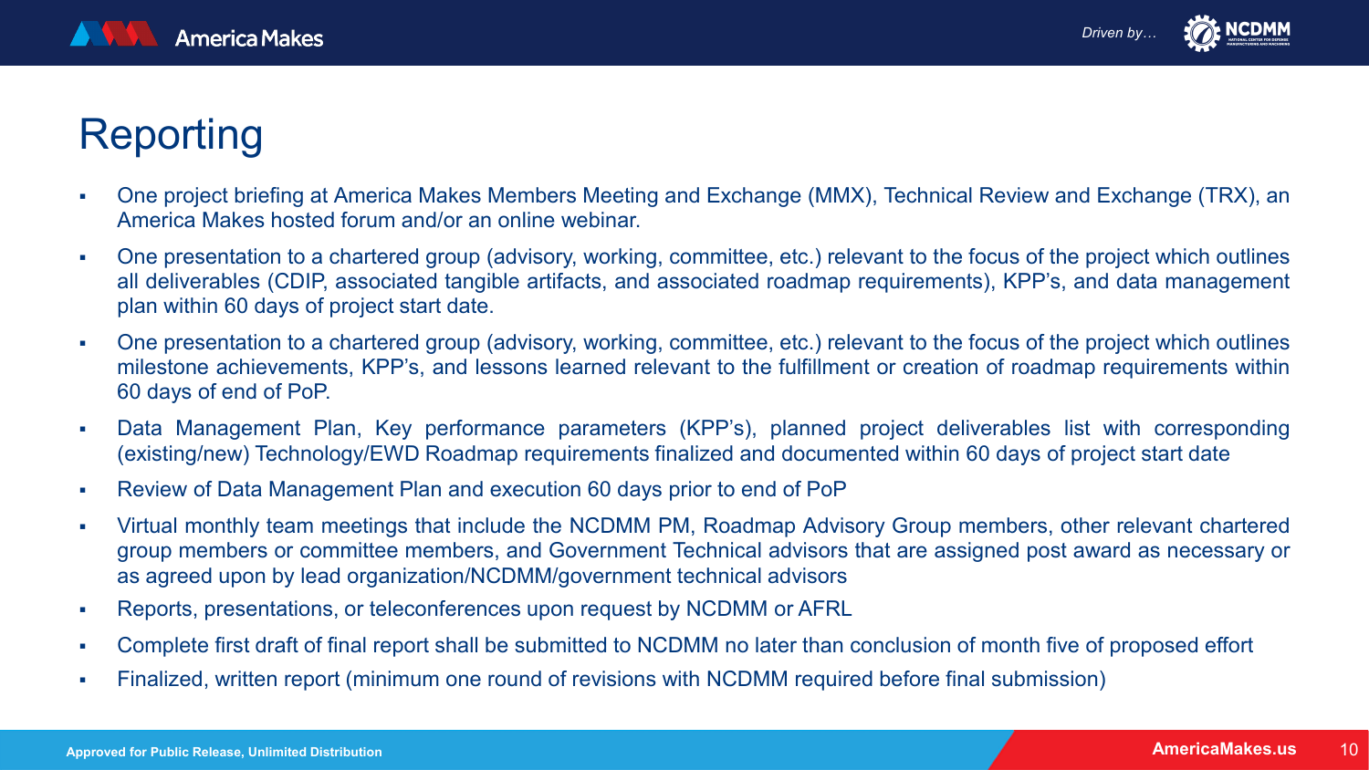# Reporting

- One project briefing at America Makes Members Meeting and Exchange (MMX), Technical Review and Exchange (TRX), an America Makes hosted forum and/or an online webinar.
- One presentation to a chartered group (advisory, working, committee, etc.) relevant to the focus of the project which outlines all deliverables (CDIP, associated tangible artifacts, and associated roadmap requirements), KPP's, and data management plan within 60 days of project start date.
- One presentation to a chartered group (advisory, working, committee, etc.) relevant to the focus of the project which outlines milestone achievements, KPP's, and lessons learned relevant to the fulfillment or creation of roadmap requirements within 60 days of end of PoP.
- Data Management Plan, Key performance parameters (KPP's), planned project deliverables list with corresponding (existing/new) Technology/EWD Roadmap requirements finalized and documented within 60 days of project start date
- Review of Data Management Plan and execution 60 days prior to end of PoP
- Virtual monthly team meetings that include the NCDMM PM, Roadmap Advisory Group members, other relevant chartered group members or committee members, and Government Technical advisors that are assigned post award as necessary or as agreed upon by lead organization/NCDMM/government technical advisors
- Reports, presentations, or teleconferences upon request by NCDMM or AFRL
- Complete first draft of final report shall be submitted to NCDMM no later than conclusion of month five of proposed effort
- Finalized, written report (minimum one round of revisions with NCDMM required before final submission)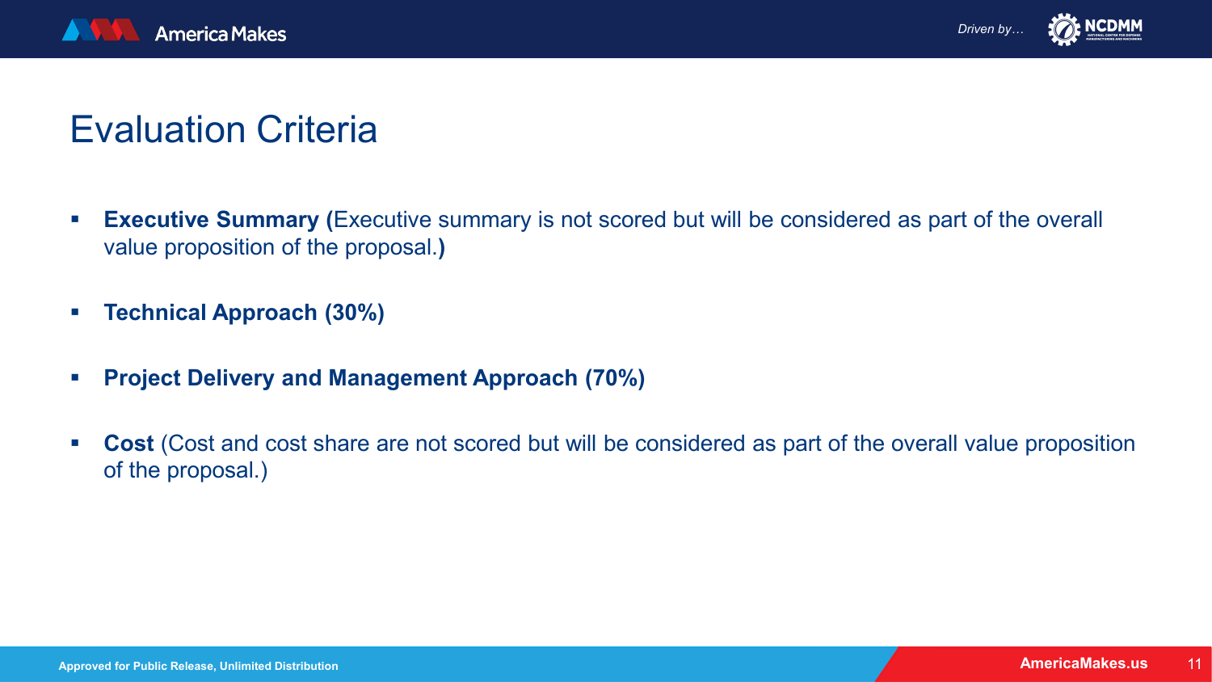# Evaluation Criteria

- **Executive Summary (**Executive summary is not scored but will be considered as part of the overall value proposition of the proposal.**)**
- **Technical Approach (30%)**
- **Project Delivery and Management Approach (70%)**
- **Cost** (Cost and cost share are not scored but will be considered as part of the overall value proposition of the proposal.)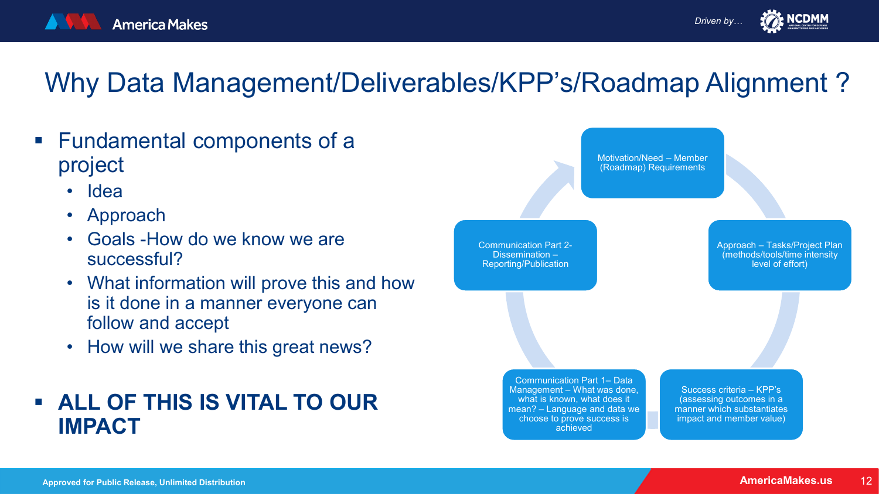# Why Data Management/Deliverables/KPP's/Roadmap Alignment ?

- Fundamental components of a project
  - Idea
  - Approach
  - Goals -How do we know we are successful?
  - What information will prove this and how is it done in a manner everyone can follow and accept
  - How will we share this great news?
- **ALL OF THIS IS VITAL TO OUR IMPACT**

Motivation/Need – Member (Roadmap) Requirements

Approach – Tasks/Project Plan (methods/tools/time intensity level of effort)

Success criteria – KPP's (assessing outcomes in a manner which substantiates impact and member value)

Communication Part 1– Data Management – What was done, what is known, what does it mean? – Language and data we choose to prove success is achieved

Communication Part 2- Dissemination – Reporting/Publication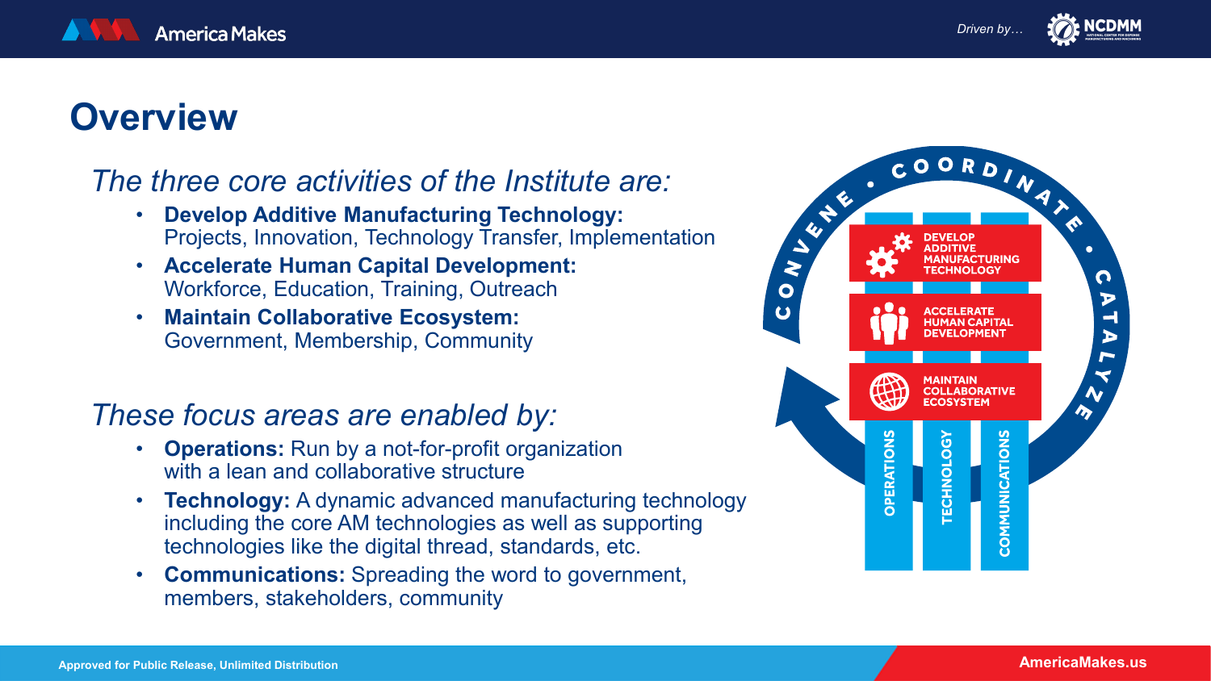# Overview

*The three core activities of the Institute are:*

- **Develop Additive Manufacturing Technology:** Projects, Innovation, Technology Transfer, Implementation
- **Accelerate Human Capital Development:** Workforce, Education, Training, Outreach
- **Maintain Collaborative Ecosystem:** Government, Membership, Community

*These focus areas are enabled by:*

- **Operations:** Run by a not-for-profit organization with a lean and collaborative structure
- **Technology:** A dynamic advanced manufacturing technology including the core AM technologies as well as supporting technologies like the digital thread, standards, etc.
- **Communications:** Spreading the word to government, members, stakeholders, community

CONVENE • COORDINATE • CATALYZE

DEVELOP ADDITIVE MANUFACTURING TECHNOLOGY

ACCELERATE HUMAN CAPITAL DEVELOPMENT

MAINTAIN COLLABORATIVE ECOSYSTEM

OPERATIONS | TECHNOLOGY | COMMUNICATIONS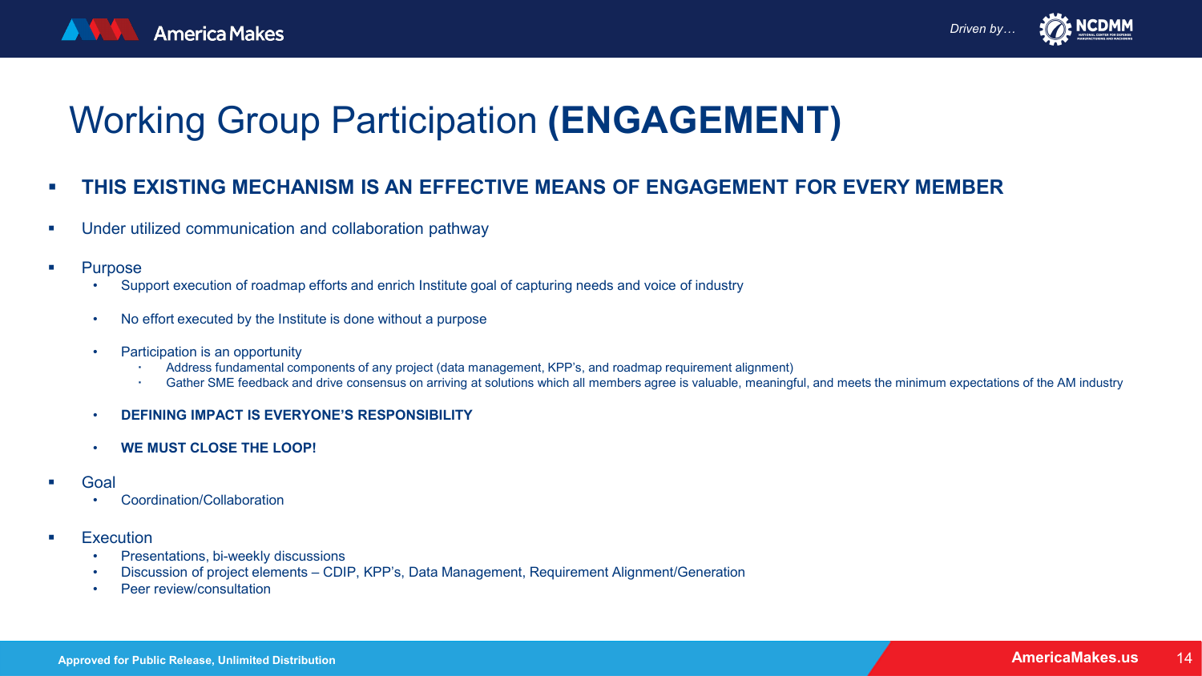# Working Group Participation **(ENGAGEMENT)**

- **THIS EXISTING MECHANISM IS AN EFFECTIVE MEANS OF ENGAGEMENT FOR EVERY MEMBER**
- Under utilized communication and collaboration pathway
- Purpose
  - Support execution of roadmap efforts and enrich Institute goal of capturing needs and voice of industry
  - No effort executed by the Institute is done without a purpose
  - Participation is an opportunity
    - Address fundamental components of any project (data management, KPP's, and roadmap requirement alignment)
    - Gather SME feedback and drive consensus on arriving at solutions which all members agree is valuable, meaningful, and meets the minimum expectations of the AM industry
  - **DEFINING IMPACT IS EVERYONE'S RESPONSIBILITY**
  - **WE MUST CLOSE THE LOOP!**
- Goal
  - Coordination/Collaboration
- Execution
  - Presentations, bi-weekly discussions
  - Discussion of project elements – CDIP, KPP's, Data Management, Requirement Alignment/Generation
  - Peer review/consultation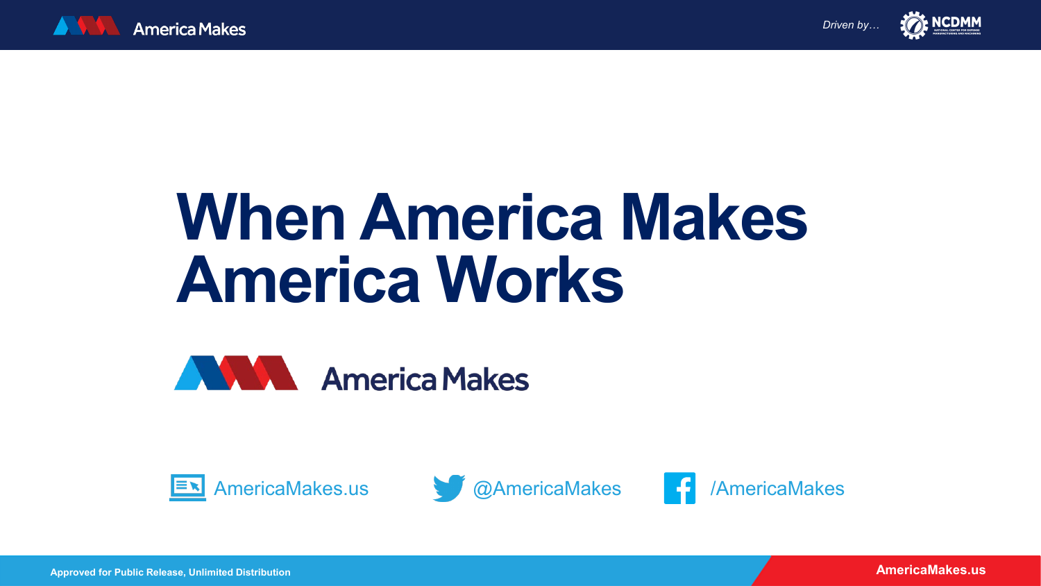# When America Makes America Works

America Makes

AmericaMakes.us

@AmericaMakes

/AmericaMakes

Approved for Public Release, Unlimited Distribution